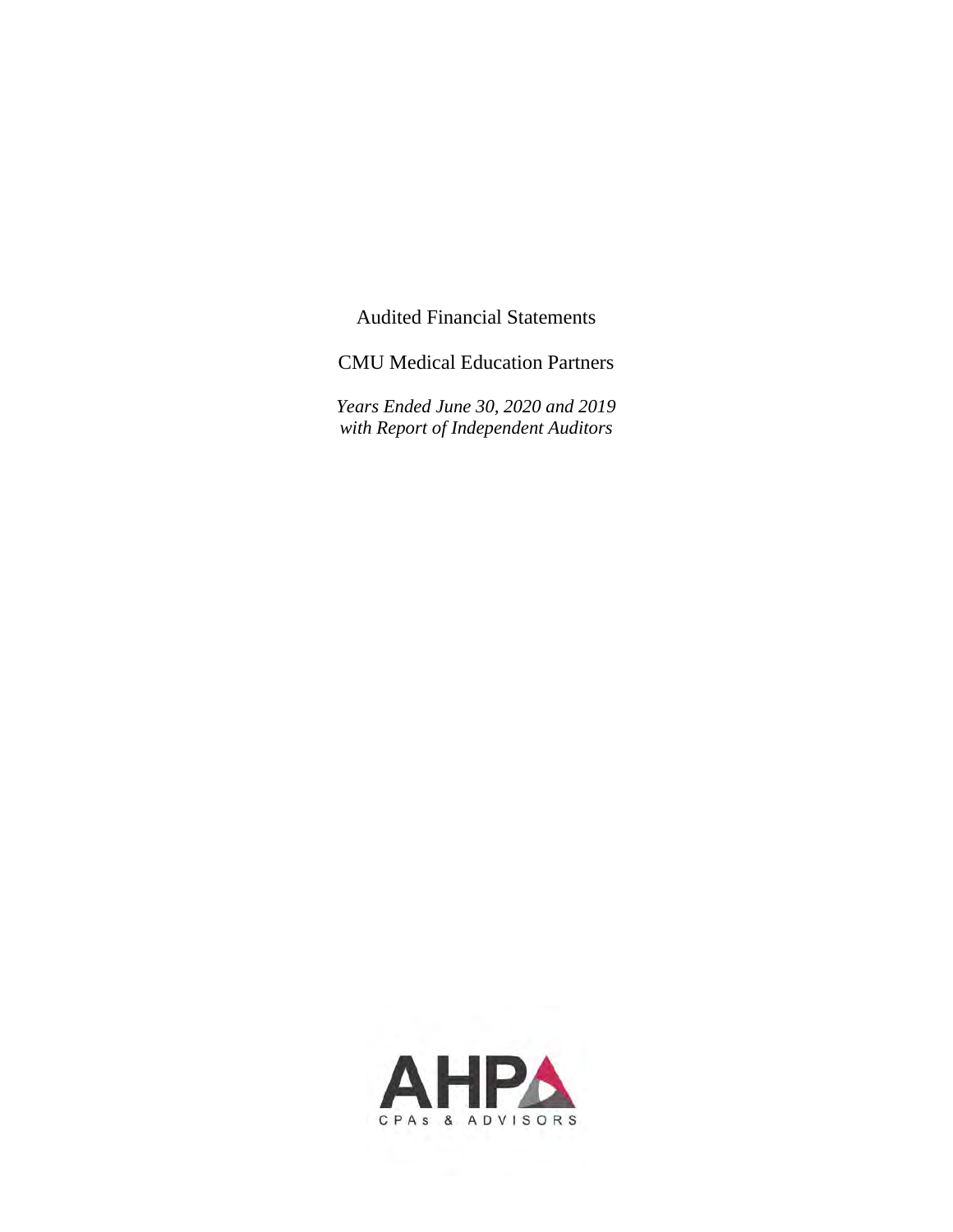Audited Financial Statements

CMU Medical Education Partners

*Years Ended June 30, 2020 and 2019*
*with Report of Independent Auditors*

AHP

CPAs & ADVISORS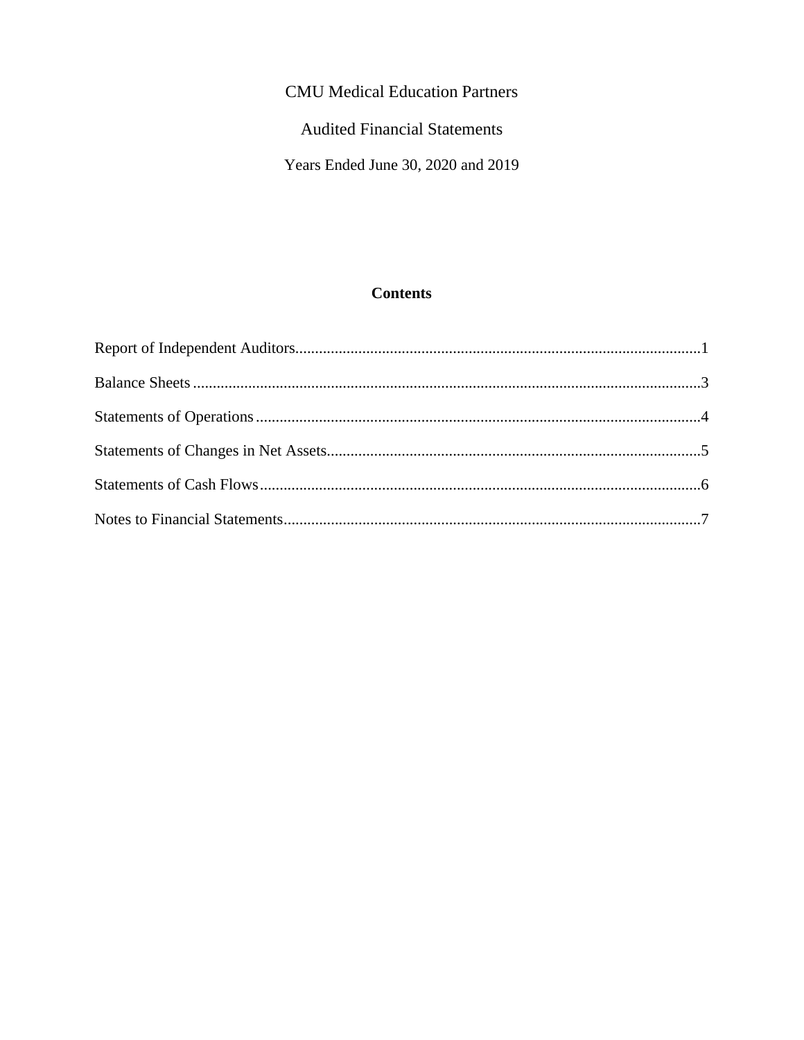CMU Medical Education Partners

Audited Financial Statements

Years Ended June 30, 2020 and 2019

## Contents

| | |
|---|---|
| Report of Independent Auditors | 1 |
| Balance Sheets | 3 |
| Statements of Operations | 4 |
| Statements of Changes in Net Assets | 5 |
| Statements of Cash Flows | 6 |
| Notes to Financial Statements | 7 |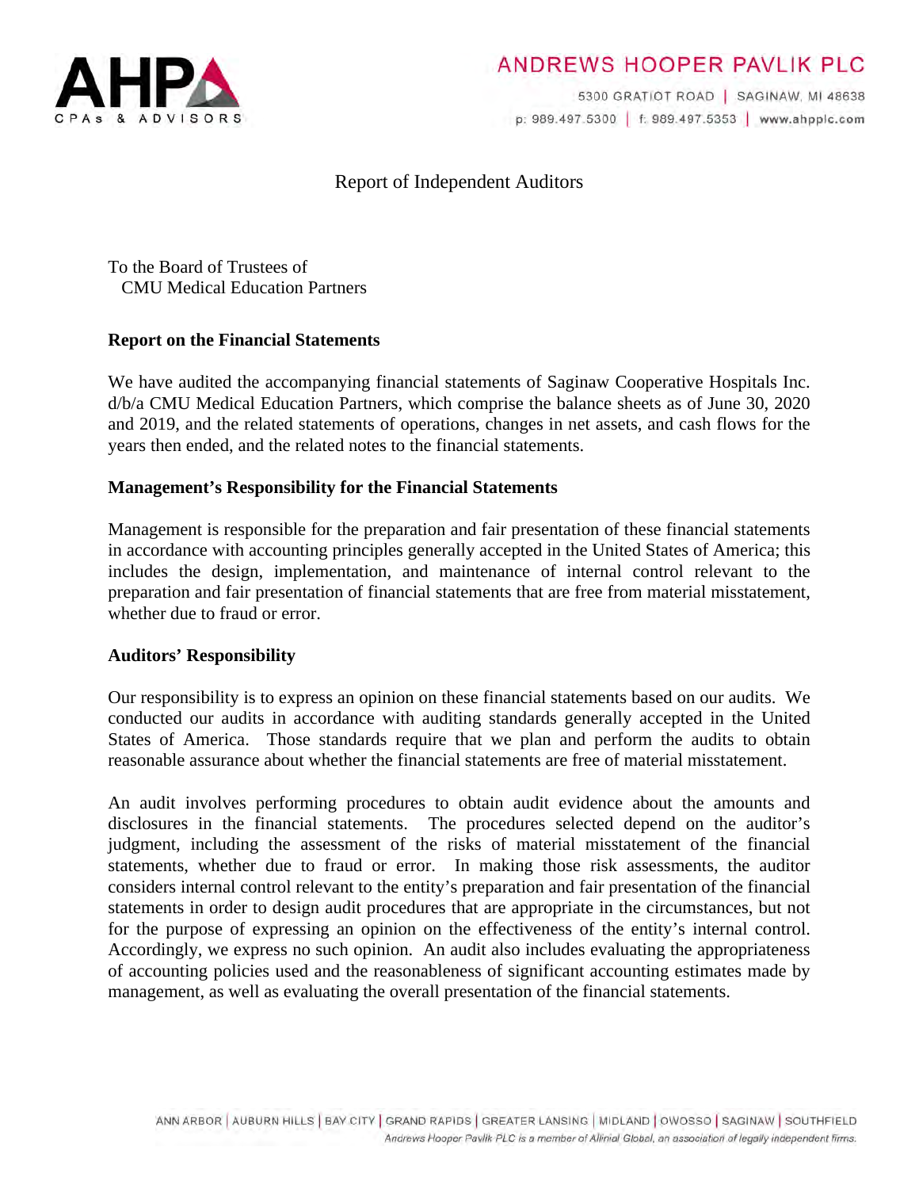# Report of Independent Auditors

To the Board of Trustees of
CMU Medical Education Partners

## Report on the Financial Statements

We have audited the accompanying financial statements of Saginaw Cooperative Hospitals Inc. d/b/a CMU Medical Education Partners, which comprise the balance sheets as of June 30, 2020 and 2019, and the related statements of operations, changes in net assets, and cash flows for the years then ended, and the related notes to the financial statements.

## Management's Responsibility for the Financial Statements

Management is responsible for the preparation and fair presentation of these financial statements in accordance with accounting principles generally accepted in the United States of America; this includes the design, implementation, and maintenance of internal control relevant to the preparation and fair presentation of financial statements that are free from material misstatement, whether due to fraud or error.

## Auditors' Responsibility

Our responsibility is to express an opinion on these financial statements based on our audits. We conducted our audits in accordance with auditing standards generally accepted in the United States of America. Those standards require that we plan and perform the audits to obtain reasonable assurance about whether the financial statements are free of material misstatement.

An audit involves performing procedures to obtain audit evidence about the amounts and disclosures in the financial statements. The procedures selected depend on the auditor's judgment, including the assessment of the risks of material misstatement of the financial statements, whether due to fraud or error. In making those risk assessments, the auditor considers internal control relevant to the entity's preparation and fair presentation of the financial statements in order to design audit procedures that are appropriate in the circumstances, but not for the purpose of expressing an opinion on the effectiveness of the entity's internal control. Accordingly, we express no such opinion. An audit also includes evaluating the appropriateness of accounting policies used and the reasonableness of significant accounting estimates made by management, as well as evaluating the overall presentation of the financial statements.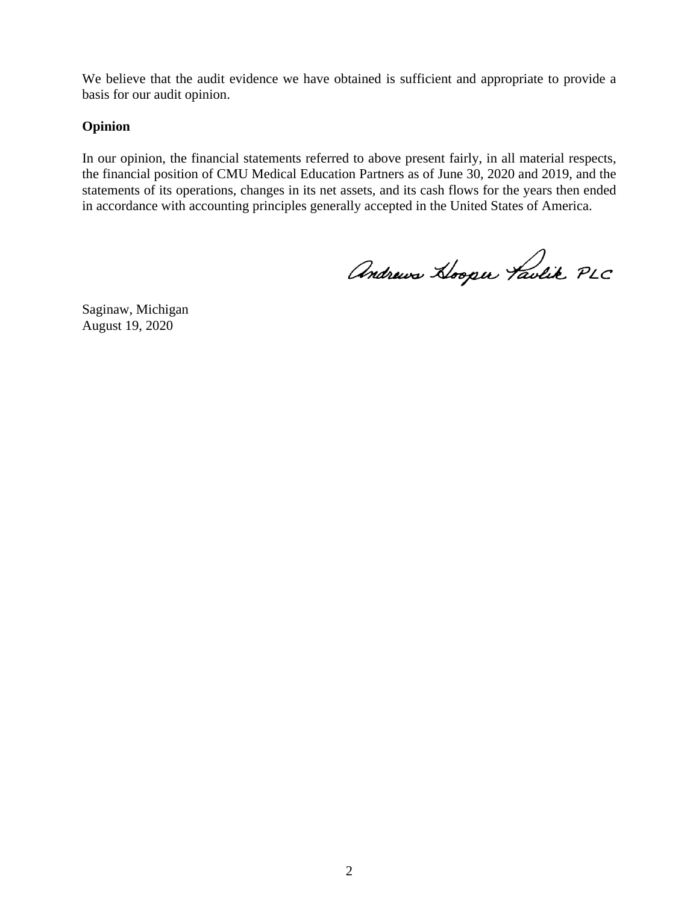We believe that the audit evidence we have obtained is sufficient and appropriate to provide a basis for our audit opinion.

**Opinion**

In our opinion, the financial statements referred to above present fairly, in all material respects, the financial position of CMU Medical Education Partners as of June 30, 2020 and 2019, and the statements of its operations, changes in its net assets, and its cash flows for the years then ended in accordance with accounting principles generally accepted in the United States of America.

Andrews Hooper Pavlik PLC

Saginaw, Michigan
August 19, 2020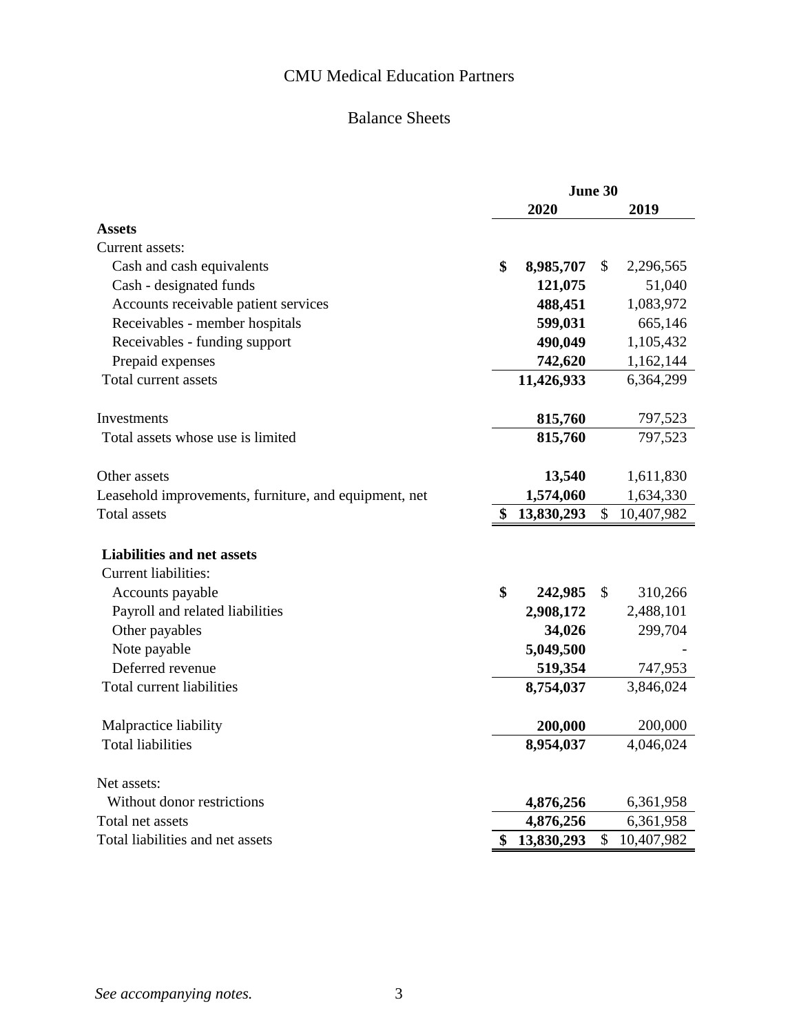# CMU Medical Education Partners

## Balance Sheets

| | June 30 | |
|---|---|---|
| | **2020** | **2019** |
| **Assets** | | |
| Current assets: | | |
| Cash and cash equivalents | **$ 8,985,707** | $ 2,296,565 |
| Cash - designated funds | **121,075** | 51,040 |
| Accounts receivable patient services | **488,451** | 1,083,972 |
| Receivables - member hospitals | **599,031** | 665,146 |
| Receivables - funding support | **490,049** | 1,105,432 |
| Prepaid expenses | **742,620** | 1,162,144 |
| Total current assets | **11,426,933** | 6,364,299 |
| | | |
| Investments | **815,760** | 797,523 |
| Total assets whose use is limited | **815,760** | 797,523 |
| | | |
| Other assets | **13,540** | 1,611,830 |
| Leasehold improvements, furniture, and equipment, net | **1,574,060** | 1,634,330 |
| Total assets | **$ 13,830,293** | $ 10,407,982 |
| | | |
| **Liabilities and net assets** | | |
| Current liabilities: | | |
| Accounts payable | **$ 242,985** | $ 310,266 |
| Payroll and related liabilities | **2,908,172** | 2,488,101 |
| Other payables | **34,026** | 299,704 |
| Note payable | **5,049,500** | - |
| Deferred revenue | **519,354** | 747,953 |
| Total current liabilities | **8,754,037** | 3,846,024 |
| | | |
| Malpractice liability | **200,000** | 200,000 |
| Total liabilities | **8,954,037** | 4,046,024 |
| | | |
| Net assets: | | |
| Without donor restrictions | **4,876,256** | 6,361,958 |
| Total net assets | **4,876,256** | 6,361,958 |
| Total liabilities and net assets | **$ 13,830,293** | $ 10,407,982 |

*See accompanying notes.*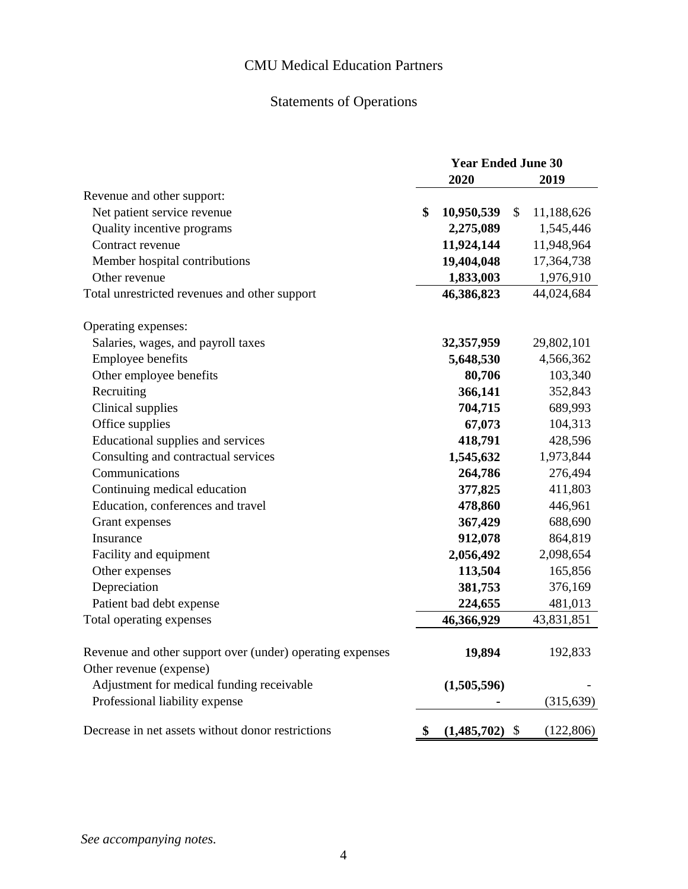# CMU Medical Education Partners

## Statements of Operations

| | Year Ended June 30 | |
|---|---|---|
| | **2020** | **2019** |
| Revenue and other support: | | |
| Net patient service revenue | **$ 10,950,539** | $ 11,188,626 |
| Quality incentive programs | **2,275,089** | 1,545,446 |
| Contract revenue | **11,924,144** | 11,948,964 |
| Member hospital contributions | **19,404,048** | 17,364,738 |
| Other revenue | **1,833,003** | 1,976,910 |
| Total unrestricted revenues and other support | **46,386,823** | 44,024,684 |
| | | |
| Operating expenses: | | |
| Salaries, wages, and payroll taxes | **32,357,959** | 29,802,101 |
| Employee benefits | **5,648,530** | 4,566,362 |
| Other employee benefits | **80,706** | 103,340 |
| Recruiting | **366,141** | 352,843 |
| Clinical supplies | **704,715** | 689,993 |
| Office supplies | **67,073** | 104,313 |
| Educational supplies and services | **418,791** | 428,596 |
| Consulting and contractual services | **1,545,632** | 1,973,844 |
| Communications | **264,786** | 276,494 |
| Continuing medical education | **377,825** | 411,803 |
| Education, conferences and travel | **478,860** | 446,961 |
| Grant expenses | **367,429** | 688,690 |
| Insurance | **912,078** | 864,819 |
| Facility and equipment | **2,056,492** | 2,098,654 |
| Other expenses | **113,504** | 165,856 |
| Depreciation | **381,753** | 376,169 |
| Patient bad debt expense | **224,655** | 481,013 |
| Total operating expenses | **46,366,929** | 43,831,851 |
| | | |
| Revenue and other support over (under) operating expenses | **19,894** | 192,833 |
| Other revenue (expense) | | |
| Adjustment for medical funding receivable | **(1,505,596)** | - |
| Professional liability expense | **-** | (315,639) |
| | | |
| Decrease in net assets without donor restrictions | **$ (1,485,702)** | $ (122,806) |

*See accompanying notes.*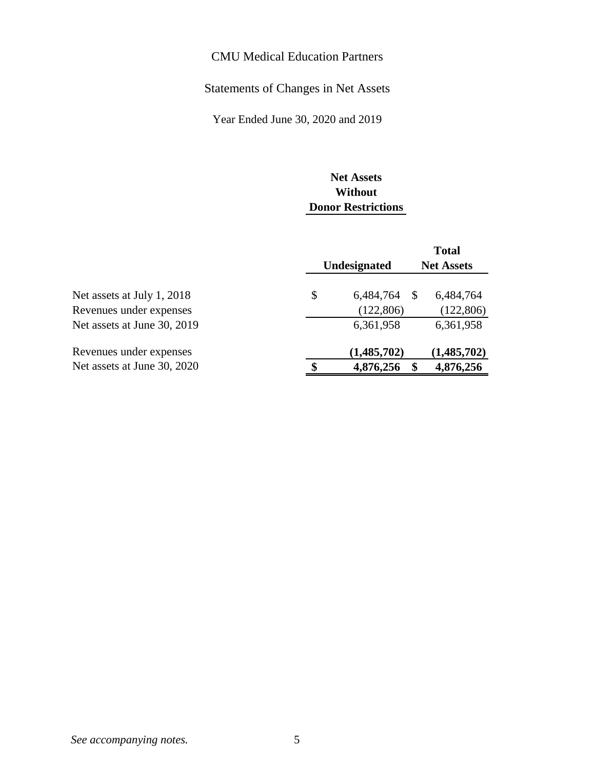CMU Medical Education Partners

Statements of Changes in Net Assets

Year Ended June 30, 2020 and 2019

| | Net Assets Without Donor Restrictions | |
|---|---|---|
| | **Undesignated** | **Total Net Assets** |
| Net assets at July 1, 2018 | $ 6,484,764 | $ 6,484,764 |
| Revenues under expenses | (122,806) | (122,806) |
| Net assets at June 30, 2019 | 6,361,958 | 6,361,958 |
| Revenues under expenses | **(1,485,702)** | **(1,485,702)** |
| Net assets at June 30, 2020 | **$ 4,876,256** | **$ 4,876,256** |

*See accompanying notes.*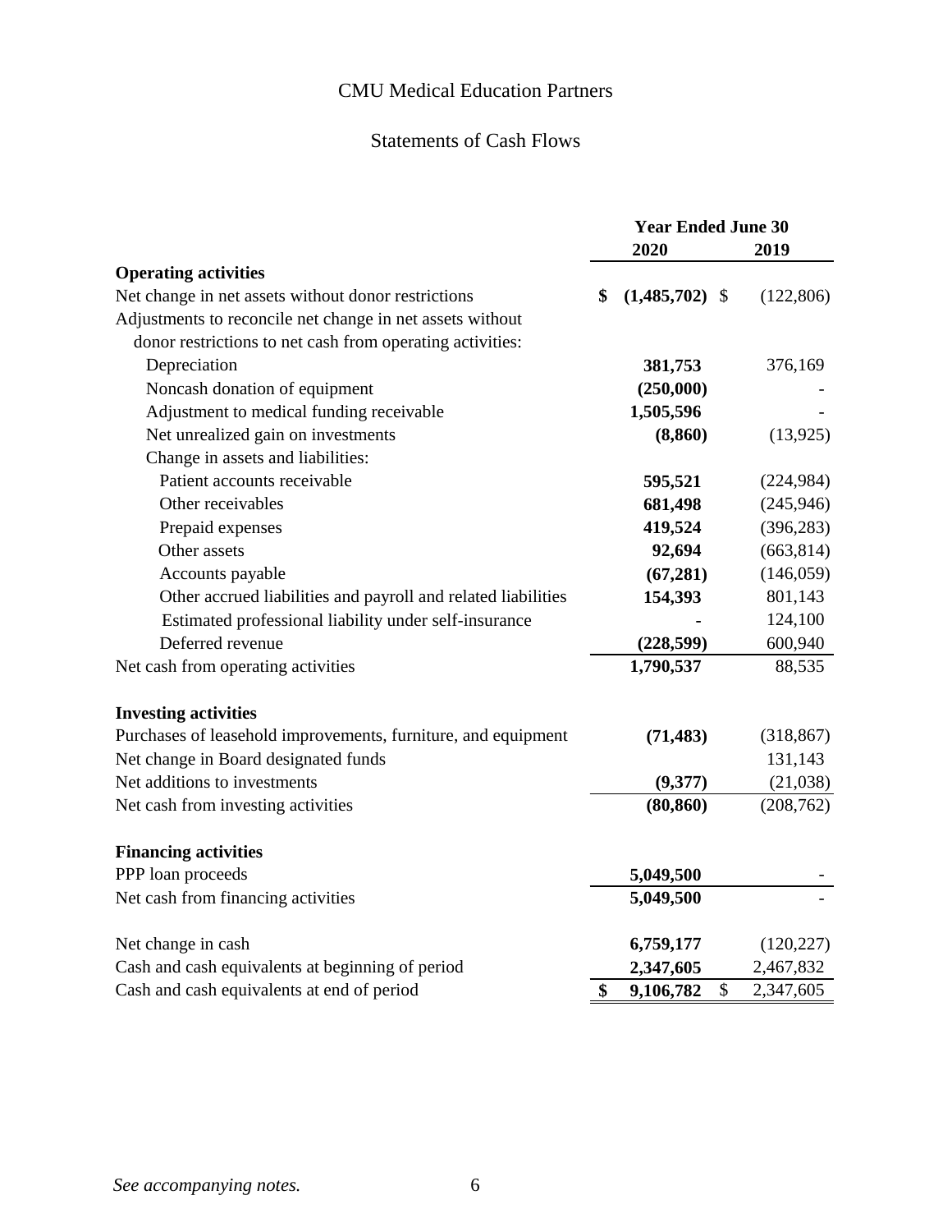# CMU Medical Education Partners

## Statements of Cash Flows

| | Year Ended June 30 | |
|---|---|---|
| | **2020** | **2019** |
| **Operating activities** | | |
| Net change in net assets without donor restrictions | **$ (1,485,702)** | $ (122,806) |
| Adjustments to reconcile net change in net assets without donor restrictions to net cash from operating activities: | | |
| Depreciation | **381,753** | 376,169 |
| Noncash donation of equipment | **(250,000)** | - |
| Adjustment to medical funding receivable | **1,505,596** | - |
| Net unrealized gain on investments | **(8,860)** | (13,925) |
| Change in assets and liabilities: | | |
| Patient accounts receivable | **595,521** | (224,984) |
| Other receivables | **681,498** | (245,946) |
| Prepaid expenses | **419,524** | (396,283) |
| Other assets | **92,694** | (663,814) |
| Accounts payable | **(67,281)** | (146,059) |
| Other accrued liabilities and payroll and related liabilities | **154,393** | 801,143 |
| Estimated professional liability under self-insurance | **-** | 124,100 |
| Deferred revenue | **(228,599)** | 600,940 |
| Net cash from operating activities | **1,790,537** | 88,535 |
| | | |
| **Investing activities** | | |
| Purchases of leasehold improvements, furniture, and equipment | **(71,483)** | (318,867) |
| Net change in Board designated funds | | 131,143 |
| Net additions to investments | **(9,377)** | (21,038) |
| Net cash from investing activities | **(80,860)** | (208,762) |
| | | |
| **Financing activities** | | |
| PPP loan proceeds | **5,049,500** | - |
| Net cash from financing activities | **5,049,500** | - |
| | | |
| Net change in cash | **6,759,177** | (120,227) |
| Cash and cash equivalents at beginning of period | **2,347,605** | 2,467,832 |
| Cash and cash equivalents at end of period | **$ 9,106,782** | $ 2,347,605 |

*See accompanying notes.*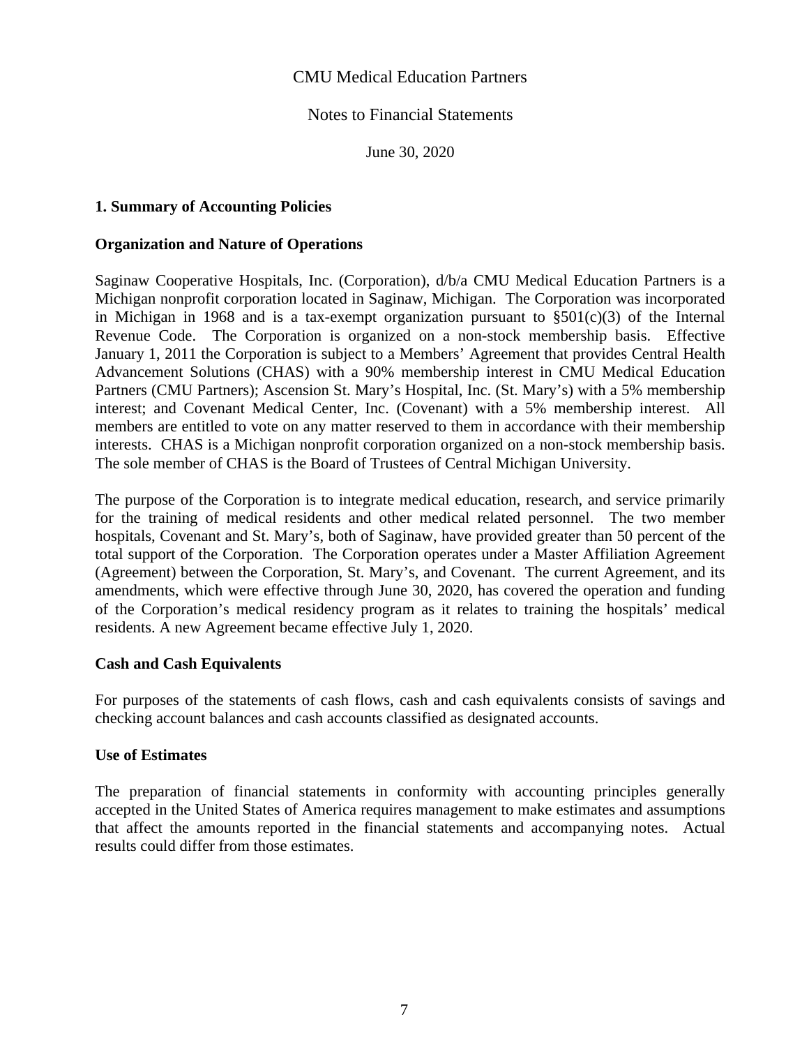# CMU Medical Education Partners

## Notes to Financial Statements

June 30, 2020

### 1. Summary of Accounting Policies

#### Organization and Nature of Operations

Saginaw Cooperative Hospitals, Inc. (Corporation), d/b/a CMU Medical Education Partners is a Michigan nonprofit corporation located in Saginaw, Michigan. The Corporation was incorporated in Michigan in 1968 and is a tax-exempt organization pursuant to §501(c)(3) of the Internal Revenue Code. The Corporation is organized on a non-stock membership basis. Effective January 1, 2011 the Corporation is subject to a Members' Agreement that provides Central Health Advancement Solutions (CHAS) with a 90% membership interest in CMU Medical Education Partners (CMU Partners); Ascension St. Mary's Hospital, Inc. (St. Mary's) with a 5% membership interest; and Covenant Medical Center, Inc. (Covenant) with a 5% membership interest. All members are entitled to vote on any matter reserved to them in accordance with their membership interests. CHAS is a Michigan nonprofit corporation organized on a non-stock membership basis. The sole member of CHAS is the Board of Trustees of Central Michigan University.

The purpose of the Corporation is to integrate medical education, research, and service primarily for the training of medical residents and other medical related personnel. The two member hospitals, Covenant and St. Mary's, both of Saginaw, have provided greater than 50 percent of the total support of the Corporation. The Corporation operates under a Master Affiliation Agreement (Agreement) between the Corporation, St. Mary's, and Covenant. The current Agreement, and its amendments, which were effective through June 30, 2020, has covered the operation and funding of the Corporation's medical residency program as it relates to training the hospitals' medical residents. A new Agreement became effective July 1, 2020.

#### Cash and Cash Equivalents

For purposes of the statements of cash flows, cash and cash equivalents consists of savings and checking account balances and cash accounts classified as designated accounts.

#### Use of Estimates

The preparation of financial statements in conformity with accounting principles generally accepted in the United States of America requires management to make estimates and assumptions that affect the amounts reported in the financial statements and accompanying notes. Actual results could differ from those estimates.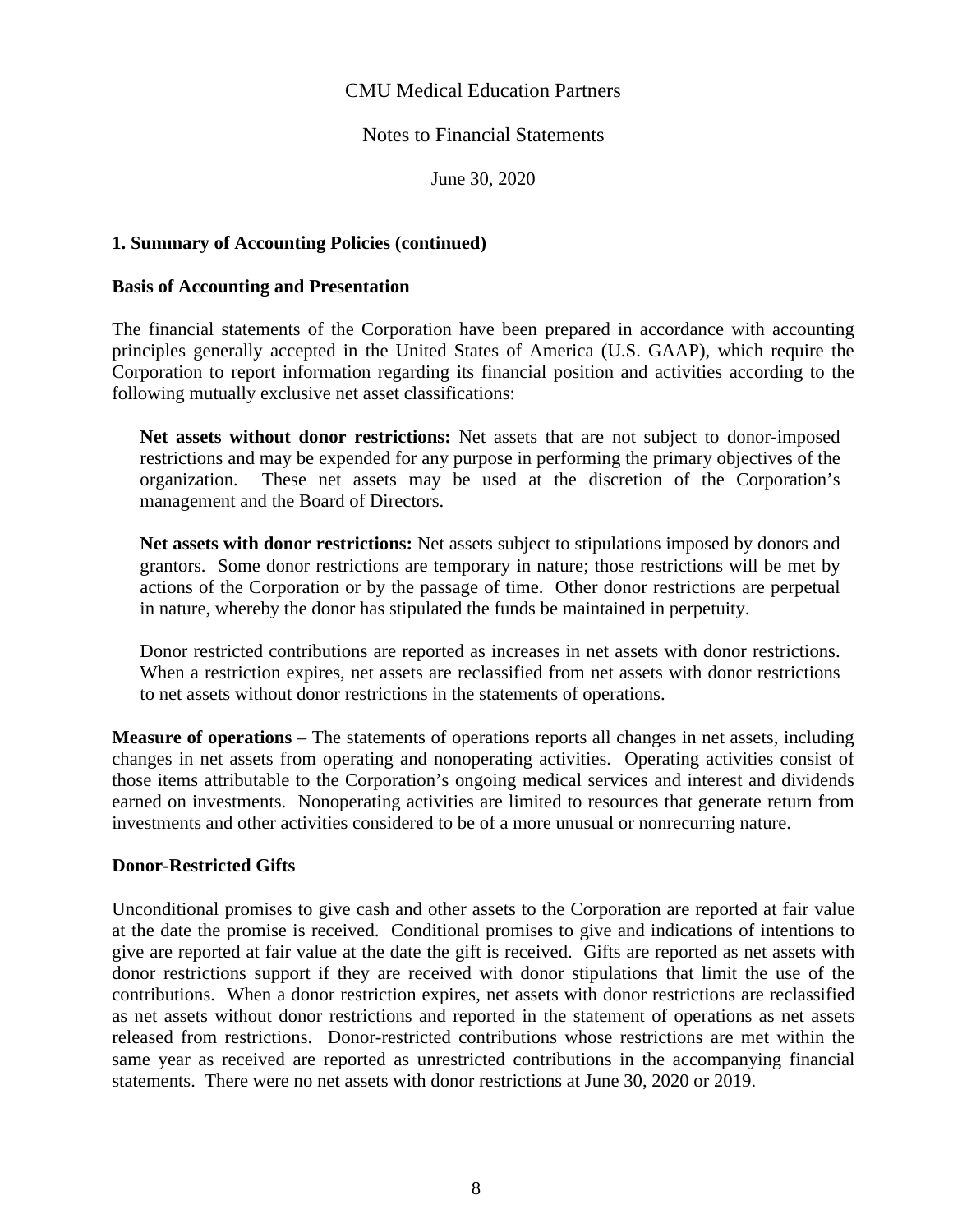**1. Summary of Accounting Policies (continued)**

**Basis of Accounting and Presentation**

The financial statements of the Corporation have been prepared in accordance with accounting principles generally accepted in the United States of America (U.S. GAAP), which require the Corporation to report information regarding its financial position and activities according to the following mutually exclusive net asset classifications:

> **Net assets without donor restrictions:** Net assets that are not subject to donor-imposed restrictions and may be expended for any purpose in performing the primary objectives of the organization. These net assets may be used at the discretion of the Corporation's management and the Board of Directors.
>
> **Net assets with donor restrictions:** Net assets subject to stipulations imposed by donors and grantors. Some donor restrictions are temporary in nature; those restrictions will be met by actions of the Corporation or by the passage of time. Other donor restrictions are perpetual in nature, whereby the donor has stipulated the funds be maintained in perpetuity.
>
> Donor restricted contributions are reported as increases in net assets with donor restrictions. When a restriction expires, net assets are reclassified from net assets with donor restrictions to net assets without donor restrictions in the statements of operations.

**Measure of operations** – The statements of operations reports all changes in net assets, including changes in net assets from operating and nonoperating activities. Operating activities consist of those items attributable to the Corporation's ongoing medical services and interest and dividends earned on investments. Nonoperating activities are limited to resources that generate return from investments and other activities considered to be of a more unusual or nonrecurring nature.

**Donor-Restricted Gifts**

Unconditional promises to give cash and other assets to the Corporation are reported at fair value at the date the promise is received. Conditional promises to give and indications of intentions to give are reported at fair value at the date the gift is received. Gifts are reported as net assets with donor restrictions support if they are received with donor stipulations that limit the use of the contributions. When a donor restriction expires, net assets with donor restrictions are reclassified as net assets without donor restrictions and reported in the statement of operations as net assets released from restrictions. Donor-restricted contributions whose restrictions are met within the same year as received are reported as unrestricted contributions in the accompanying financial statements. There were no net assets with donor restrictions at June 30, 2020 or 2019.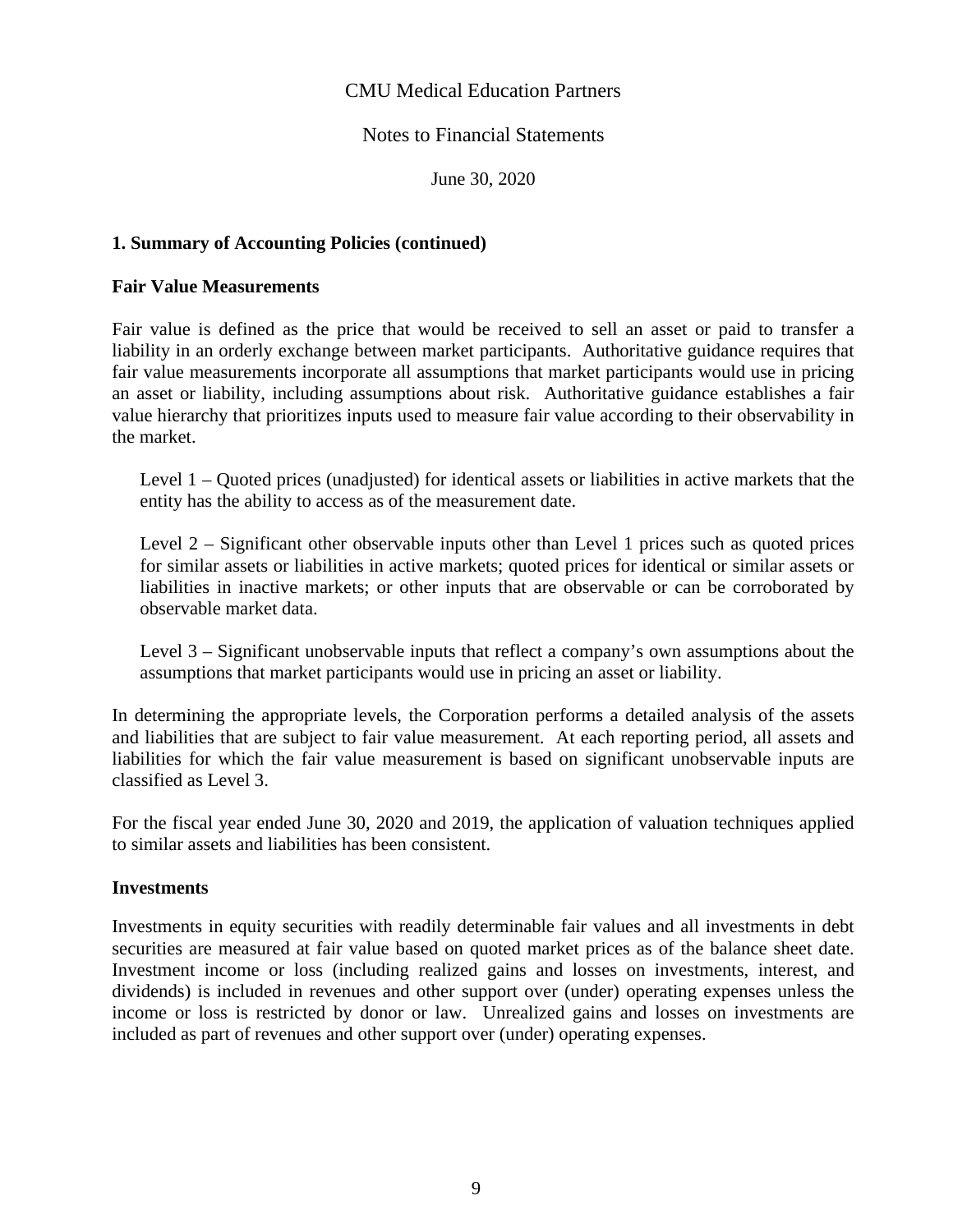CMU Medical Education Partners

Notes to Financial Statements

June 30, 2020

**1. Summary of Accounting Policies (continued)**

**Fair Value Measurements**

Fair value is defined as the price that would be received to sell an asset or paid to transfer a liability in an orderly exchange between market participants. Authoritative guidance requires that fair value measurements incorporate all assumptions that market participants would use in pricing an asset or liability, including assumptions about risk. Authoritative guidance establishes a fair value hierarchy that prioritizes inputs used to measure fair value according to their observability in the market.

Level 1 – Quoted prices (unadjusted) for identical assets or liabilities in active markets that the entity has the ability to access as of the measurement date.

Level 2 – Significant other observable inputs other than Level 1 prices such as quoted prices for similar assets or liabilities in active markets; quoted prices for identical or similar assets or liabilities in inactive markets; or other inputs that are observable or can be corroborated by observable market data.

Level 3 – Significant unobservable inputs that reflect a company's own assumptions about the assumptions that market participants would use in pricing an asset or liability.

In determining the appropriate levels, the Corporation performs a detailed analysis of the assets and liabilities that are subject to fair value measurement. At each reporting period, all assets and liabilities for which the fair value measurement is based on significant unobservable inputs are classified as Level 3.

For the fiscal year ended June 30, 2020 and 2019, the application of valuation techniques applied to similar assets and liabilities has been consistent.

**Investments**

Investments in equity securities with readily determinable fair values and all investments in debt securities are measured at fair value based on quoted market prices as of the balance sheet date. Investment income or loss (including realized gains and losses on investments, interest, and dividends) is included in revenues and other support over (under) operating expenses unless the income or loss is restricted by donor or law. Unrealized gains and losses on investments are included as part of revenues and other support over (under) operating expenses.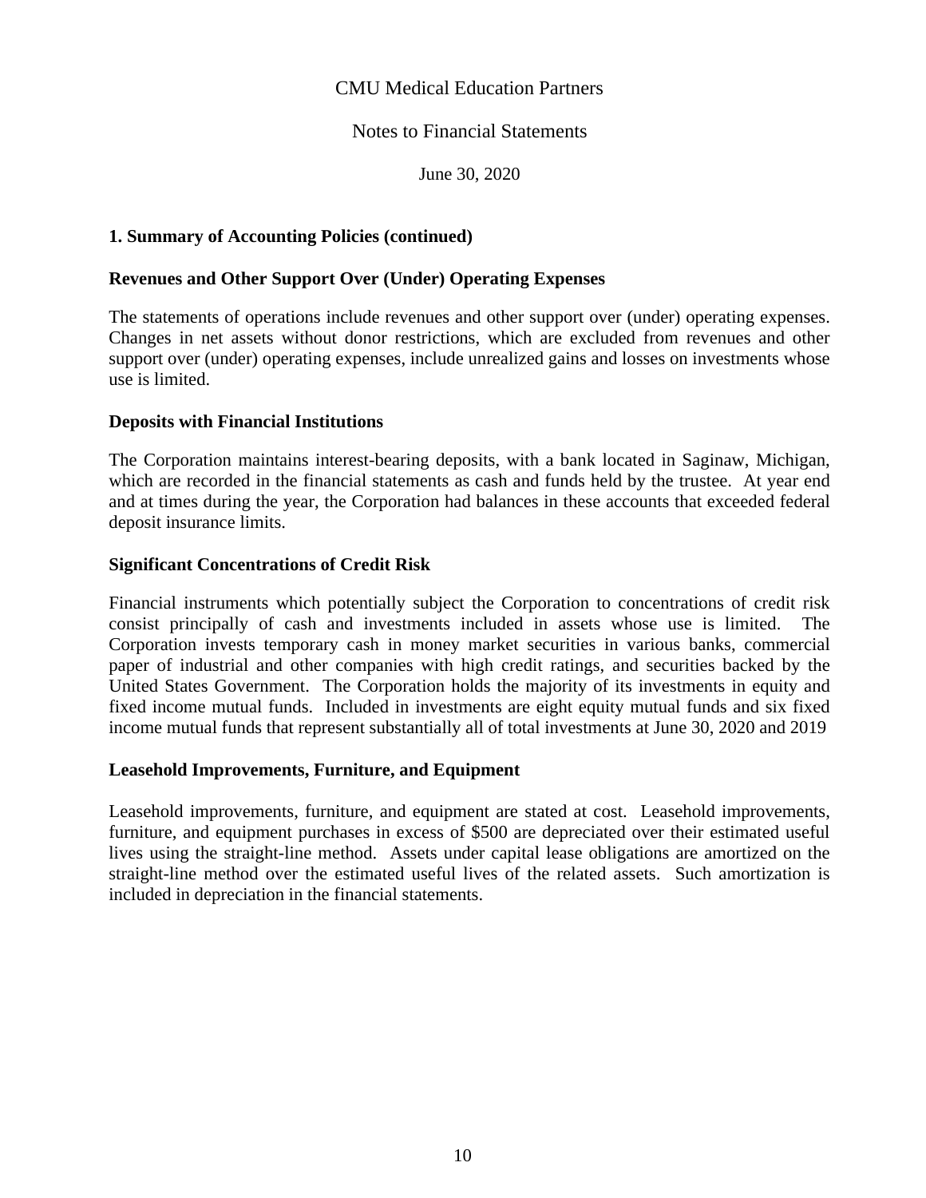CMU Medical Education Partners

Notes to Financial Statements

June 30, 2020

**1. Summary of Accounting Policies (continued)**

**Revenues and Other Support Over (Under) Operating Expenses**

The statements of operations include revenues and other support over (under) operating expenses. Changes in net assets without donor restrictions, which are excluded from revenues and other support over (under) operating expenses, include unrealized gains and losses on investments whose use is limited.

**Deposits with Financial Institutions**

The Corporation maintains interest-bearing deposits, with a bank located in Saginaw, Michigan, which are recorded in the financial statements as cash and funds held by the trustee. At year end and at times during the year, the Corporation had balances in these accounts that exceeded federal deposit insurance limits.

**Significant Concentrations of Credit Risk**

Financial instruments which potentially subject the Corporation to concentrations of credit risk consist principally of cash and investments included in assets whose use is limited. The Corporation invests temporary cash in money market securities in various banks, commercial paper of industrial and other companies with high credit ratings, and securities backed by the United States Government. The Corporation holds the majority of its investments in equity and fixed income mutual funds. Included in investments are eight equity mutual funds and six fixed income mutual funds that represent substantially all of total investments at June 30, 2020 and 2019

**Leasehold Improvements, Furniture, and Equipment**

Leasehold improvements, furniture, and equipment are stated at cost. Leasehold improvements, furniture, and equipment purchases in excess of $500 are depreciated over their estimated useful lives using the straight-line method. Assets under capital lease obligations are amortized on the straight-line method over the estimated useful lives of the related assets. Such amortization is included in depreciation in the financial statements.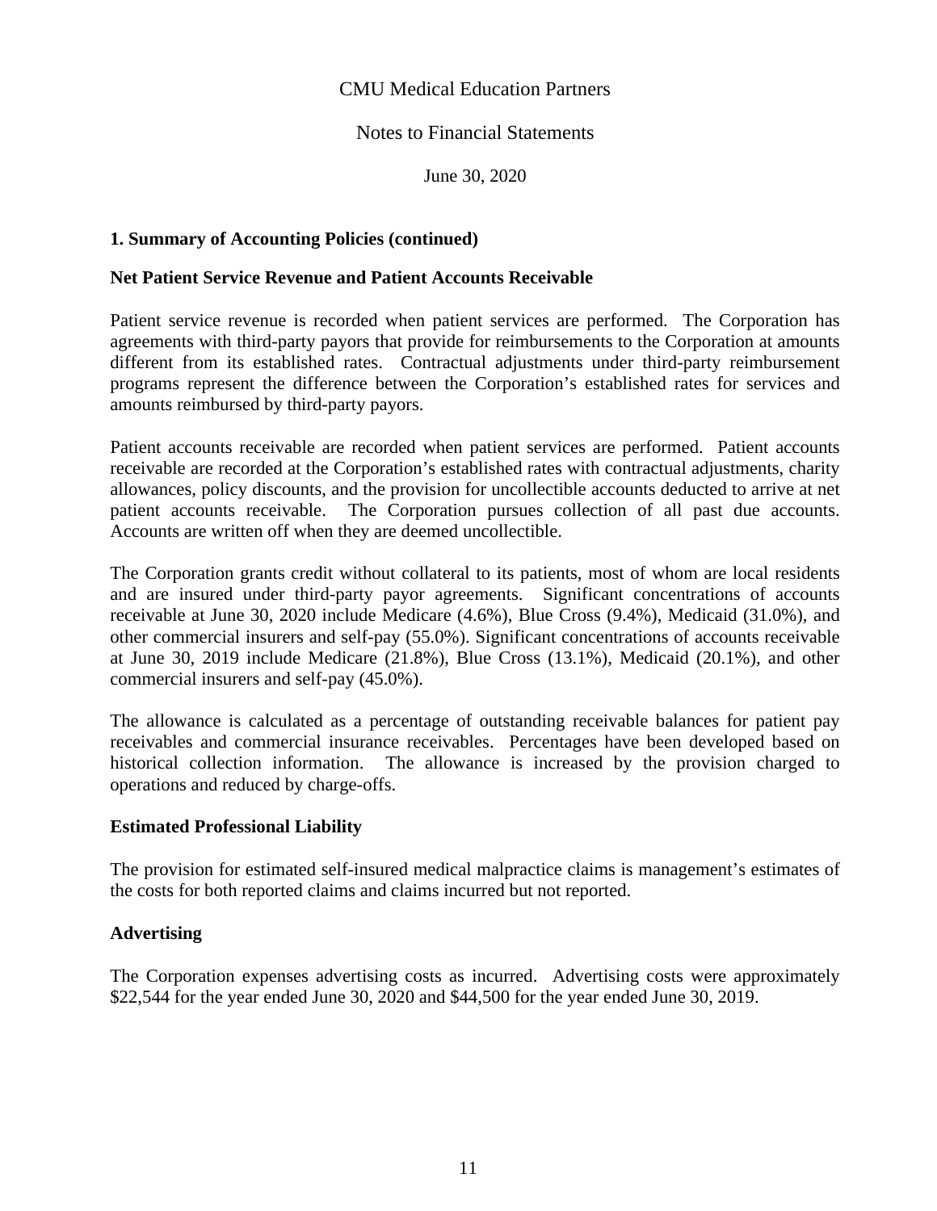CMU Medical Education Partners

Notes to Financial Statements

June 30, 2020

## 1. Summary of Accounting Policies (continued)

### Net Patient Service Revenue and Patient Accounts Receivable

Patient service revenue is recorded when patient services are performed. The Corporation has agreements with third-party payors that provide for reimbursements to the Corporation at amounts different from its established rates. Contractual adjustments under third-party reimbursement programs represent the difference between the Corporation's established rates for services and amounts reimbursed by third-party payors.

Patient accounts receivable are recorded when patient services are performed. Patient accounts receivable are recorded at the Corporation's established rates with contractual adjustments, charity allowances, policy discounts, and the provision for uncollectible accounts deducted to arrive at net patient accounts receivable. The Corporation pursues collection of all past due accounts. Accounts are written off when they are deemed uncollectible.

The Corporation grants credit without collateral to its patients, most of whom are local residents and are insured under third-party payor agreements. Significant concentrations of accounts receivable at June 30, 2020 include Medicare (4.6%), Blue Cross (9.4%), Medicaid (31.0%), and other commercial insurers and self-pay (55.0%). Significant concentrations of accounts receivable at June 30, 2019 include Medicare (21.8%), Blue Cross (13.1%), Medicaid (20.1%), and other commercial insurers and self-pay (45.0%).

The allowance is calculated as a percentage of outstanding receivable balances for patient pay receivables and commercial insurance receivables. Percentages have been developed based on historical collection information. The allowance is increased by the provision charged to operations and reduced by charge-offs.

### Estimated Professional Liability

The provision for estimated self-insured medical malpractice claims is management's estimates of the costs for both reported claims and claims incurred but not reported.

### Advertising

The Corporation expenses advertising costs as incurred. Advertising costs were approximately $22,544 for the year ended June 30, 2020 and $44,500 for the year ended June 30, 2019.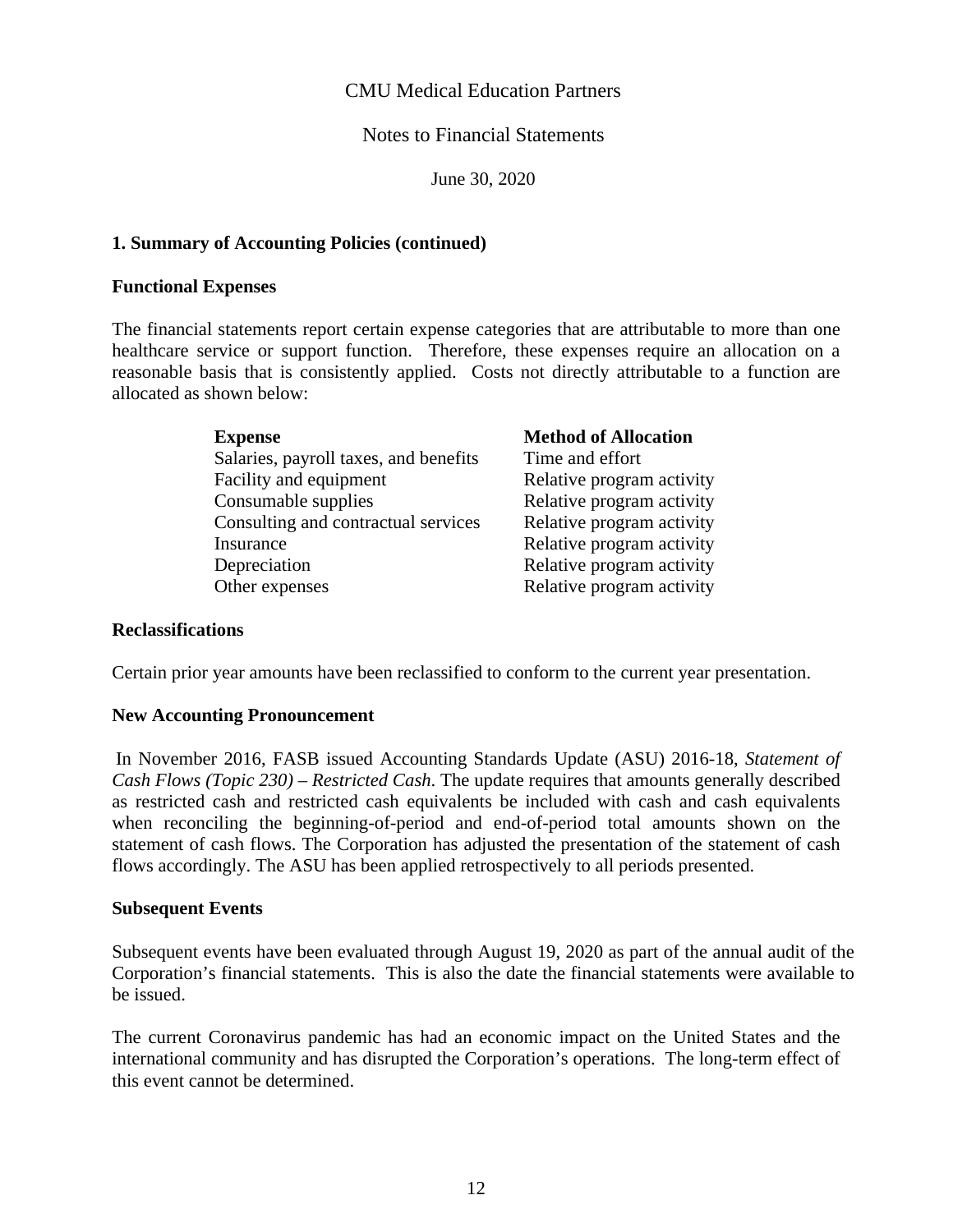CMU Medical Education Partners

Notes to Financial Statements

June 30, 2020

## 1. Summary of Accounting Policies (continued)

### Functional Expenses

The financial statements report certain expense categories that are attributable to more than one healthcare service or support function. Therefore, these expenses require an allocation on a reasonable basis that is consistently applied. Costs not directly attributable to a function are allocated as shown below:

| Expense | Method of Allocation |
|---|---|
| Salaries, payroll taxes, and benefits | Time and effort |
| Facility and equipment | Relative program activity |
| Consumable supplies | Relative program activity |
| Consulting and contractual services | Relative program activity |
| Insurance | Relative program activity |
| Depreciation | Relative program activity |
| Other expenses | Relative program activity |

### Reclassifications

Certain prior year amounts have been reclassified to conform to the current year presentation.

### New Accounting Pronouncement

In November 2016, FASB issued Accounting Standards Update (ASU) 2016-18, *Statement of Cash Flows (Topic 230) – Restricted Cash*. The update requires that amounts generally described as restricted cash and restricted cash equivalents be included with cash and cash equivalents when reconciling the beginning-of-period and end-of-period total amounts shown on the statement of cash flows. The Corporation has adjusted the presentation of the statement of cash flows accordingly. The ASU has been applied retrospectively to all periods presented.

### Subsequent Events

Subsequent events have been evaluated through August 19, 2020 as part of the annual audit of the Corporation's financial statements. This is also the date the financial statements were available to be issued.

The current Coronavirus pandemic has had an economic impact on the United States and the international community and has disrupted the Corporation's operations. The long-term effect of this event cannot be determined.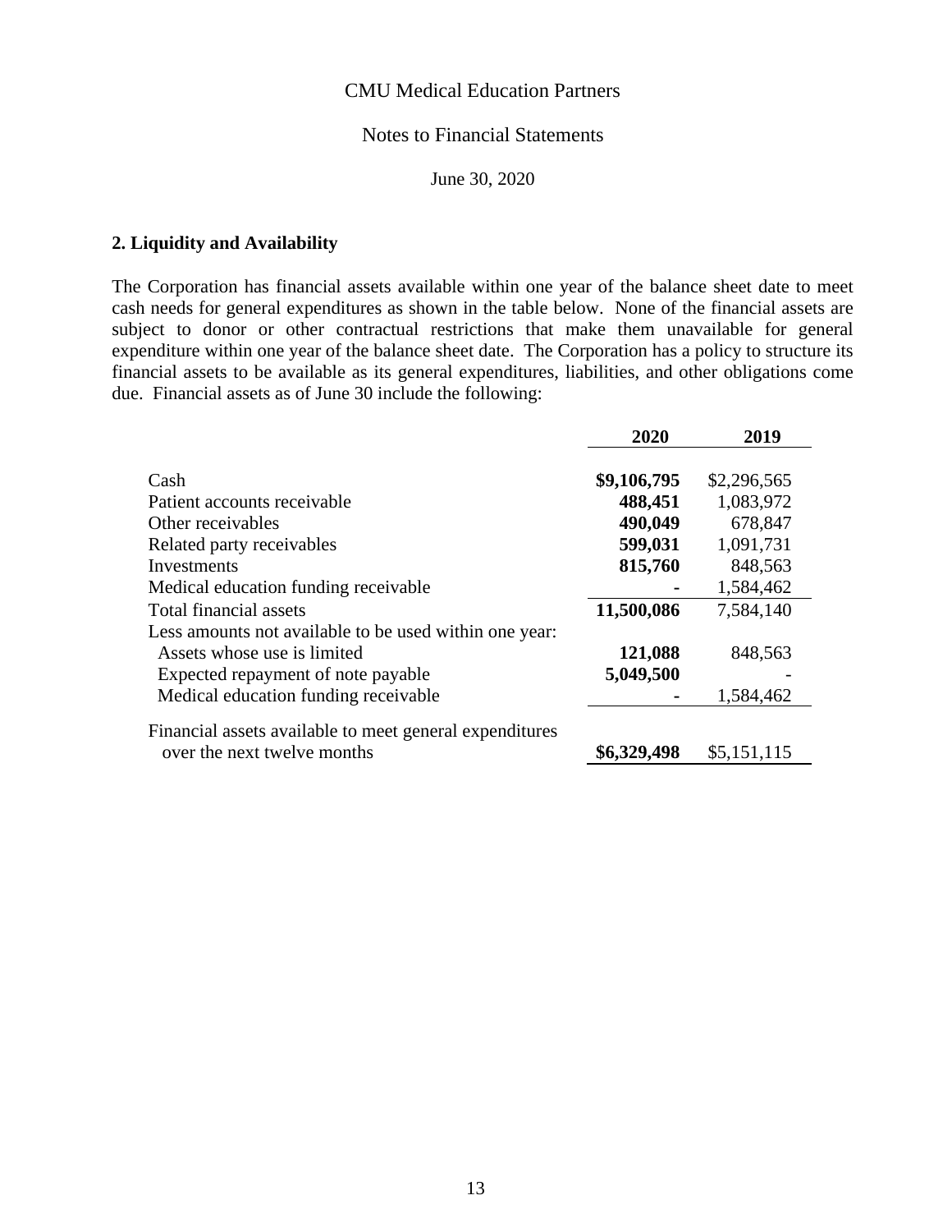CMU Medical Education Partners

Notes to Financial Statements

June 30, 2020

## 2. Liquidity and Availability

The Corporation has financial assets available within one year of the balance sheet date to meet cash needs for general expenditures as shown in the table below. None of the financial assets are subject to donor or other contractual restrictions that make them unavailable for general expenditure within one year of the balance sheet date. The Corporation has a policy to structure its financial assets to be available as its general expenditures, liabilities, and other obligations come due. Financial assets as of June 30 include the following:

| | **2020** | **2019** |
|---|---|---|
| Cash | **$9,106,795** | $2,296,565 |
| Patient accounts receivable | **488,451** | 1,083,972 |
| Other receivables | **490,049** | 678,847 |
| Related party receivables | **599,031** | 1,091,731 |
| Investments | **815,760** | 848,563 |
| Medical education funding receivable | **-** | 1,584,462 |
| Total financial assets | **11,500,086** | 7,584,140 |
| Less amounts not available to be used within one year: | | |
| Assets whose use is limited | **121,088** | 848,563 |
| Expected repayment of note payable | **5,049,500** | - |
| Medical education funding receivable | **-** | 1,584,462 |
| Financial assets available to meet general expenditures over the next twelve months | **$6,329,498** | $5,151,115 |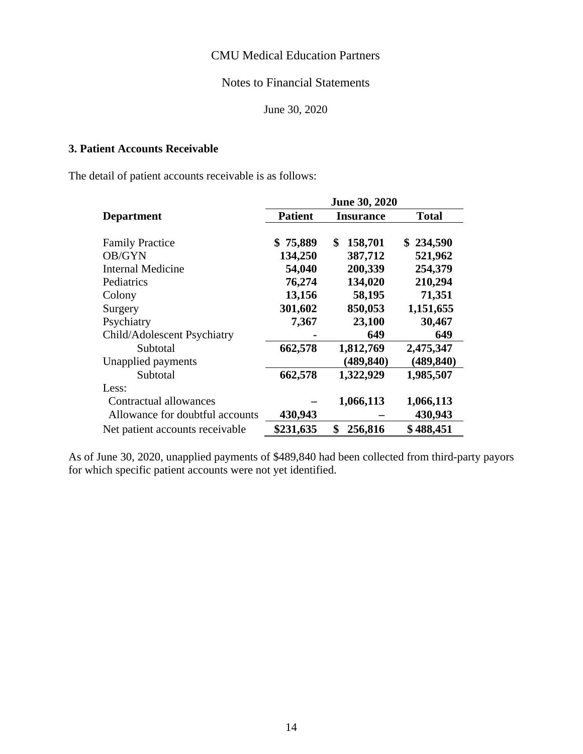CMU Medical Education Partners

Notes to Financial Statements

June 30, 2020

### 3. Patient Accounts Receivable

The detail of patient accounts receivable is as follows:

| | June 30, 2020 | | |
|---|---|---|---|
| **Department** | **Patient** | **Insurance** | **Total** |
| Family Practice | **$ 75,889** | **$ 158,701** | **$ 234,590** |
| OB/GYN | **134,250** | **387,712** | **521,962** |
| Internal Medicine | **54,040** | **200,339** | **254,379** |
| Pediatrics | **76,274** | **134,020** | **210,294** |
| Colony | **13,156** | **58,195** | **71,351** |
| Surgery | **301,602** | **850,053** | **1,151,655** |
| Psychiatry | **7,367** | **23,100** | **30,467** |
| Child/Adolescent Psychiatry | **-** | **649** | **649** |
| Subtotal | **662,578** | **1,812,769** | **2,475,347** |
| Unapplied payments | | **(489,840)** | **(489,840)** |
| Subtotal | **662,578** | **1,322,929** | **1,985,507** |
| Less: | | | |
| Contractual allowances | **–** | **1,066,113** | **1,066,113** |
| Allowance for doubtful accounts | **430,943** | **–** | **430,943** |
| Net patient accounts receivable | **$231,635** | **$ 256,816** | **$ 488,451** |

As of June 30, 2020, unapplied payments of $489,840 had been collected from third-party payors for which specific patient accounts were not yet identified.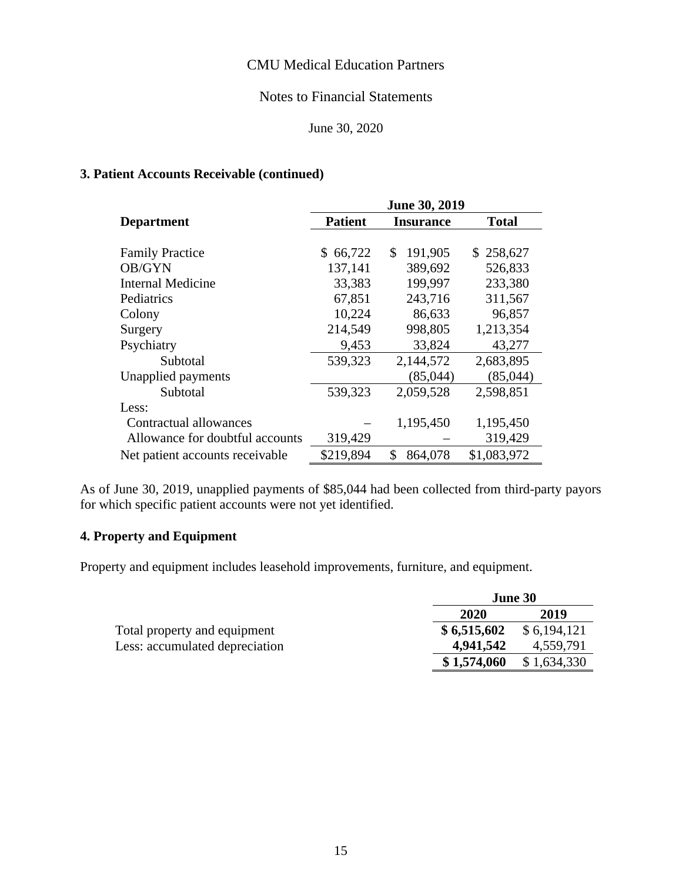CMU Medical Education Partners

Notes to Financial Statements

June 30, 2020

### 3. Patient Accounts Receivable (continued)

| | June 30, 2019 | | |
|---|---|---|---|
| **Department** | **Patient** | **Insurance** | **Total** |
| Family Practice | $ 66,722 | $ 191,905 | $ 258,627 |
| OB/GYN | 137,141 | 389,692 | 526,833 |
| Internal Medicine | 33,383 | 199,997 | 233,380 |
| Pediatrics | 67,851 | 243,716 | 311,567 |
| Colony | 10,224 | 86,633 | 96,857 |
| Surgery | 214,549 | 998,805 | 1,213,354 |
| Psychiatry | 9,453 | 33,824 | 43,277 |
| Subtotal | 539,323 | 2,144,572 | 2,683,895 |
| Unapplied payments | | (85,044) | (85,044) |
| Subtotal | 539,323 | 2,059,528 | 2,598,851 |
| Less: | | | |
| Contractual allowances | – | 1,195,450 | 1,195,450 |
| Allowance for doubtful accounts | 319,429 | – | 319,429 |
| Net patient accounts receivable | $219,894 | $ 864,078 | $1,083,972 |

As of June 30, 2019, unapplied payments of $85,044 had been collected from third-party payors for which specific patient accounts were not yet identified.

### 4. Property and Equipment

Property and equipment includes leasehold improvements, furniture, and equipment.

| | June 30 | |
|---|---|---|
| | **2020** | **2019** |
| Total property and equipment | **$ 6,515,602** | $ 6,194,121 |
| Less: accumulated depreciation | **4,941,542** | 4,559,791 |
| | **$ 1,574,060** | $ 1,634,330 |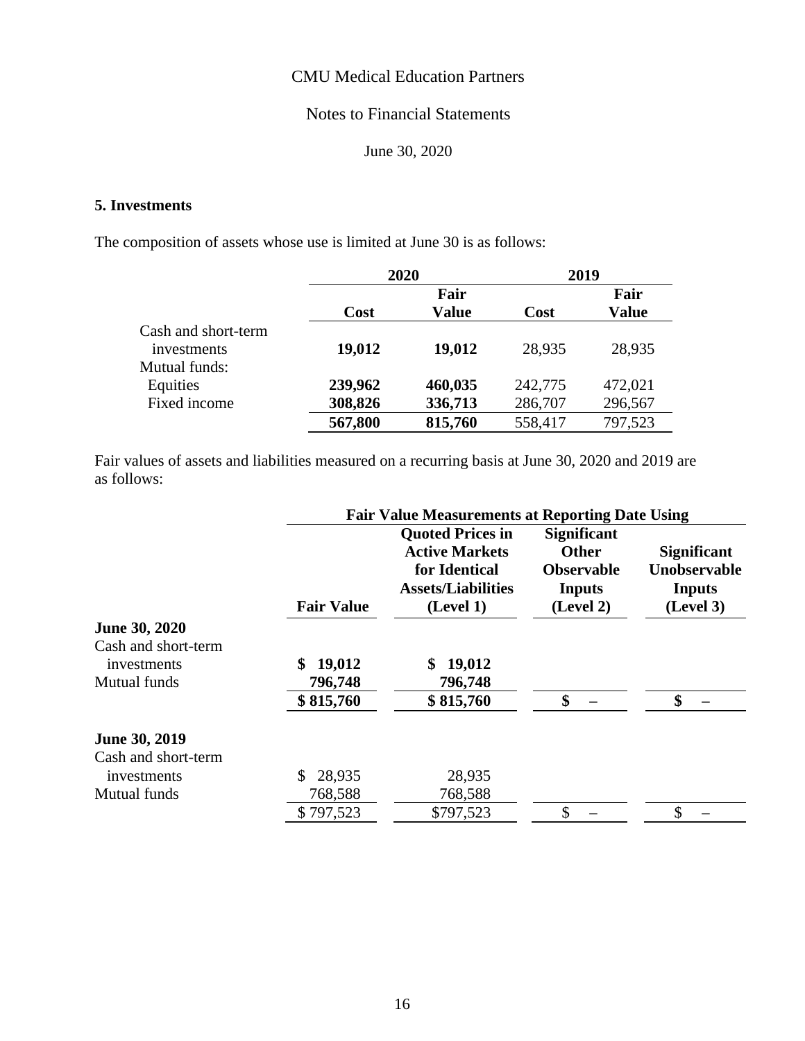CMU Medical Education Partners

Notes to Financial Statements

June 30, 2020

## 5. Investments

The composition of assets whose use is limited at June 30 is as follows:

| | 2020 | | 2019 | |
|---|---|---|---|---|
| | **Cost** | **Fair Value** | **Cost** | **Fair Value** |
| Cash and short-term investments | **19,012** | **19,012** | 28,935 | 28,935 |
| Mutual funds: | | | | |
| Equities | **239,962** | **460,035** | 242,775 | 472,021 |
| Fixed income | **308,826** | **336,713** | 286,707 | 296,567 |
| | **567,800** | **815,760** | 558,417 | 797,523 |

Fair values of assets and liabilities measured on a recurring basis at June 30, 2020 and 2019 are as follows:

| | | Fair Value Measurements at Reporting Date Using | | |
|---|---|---|---|---|
| | **Fair Value** | **Quoted Prices in Active Markets for Identical Assets/Liabilities (Level 1)** | **Significant Other Observable Inputs (Level 2)** | **Significant Unobservable Inputs (Level 3)** |
| **June 30, 2020** | | | | |
| Cash and short-term investments | **$ 19,012** | **$ 19,012** | | |
| Mutual funds | **796,748** | **796,748** | | |
| | **$ 815,760** | **$ 815,760** | **$ –** | **$ –** |
| **June 30, 2019** | | | | |
| Cash and short-term investments | $ 28,935 | 28,935 | | |
| Mutual funds | 768,588 | 768,588 | | |
| | $ 797,523 | $797,523 | $ – | $ – |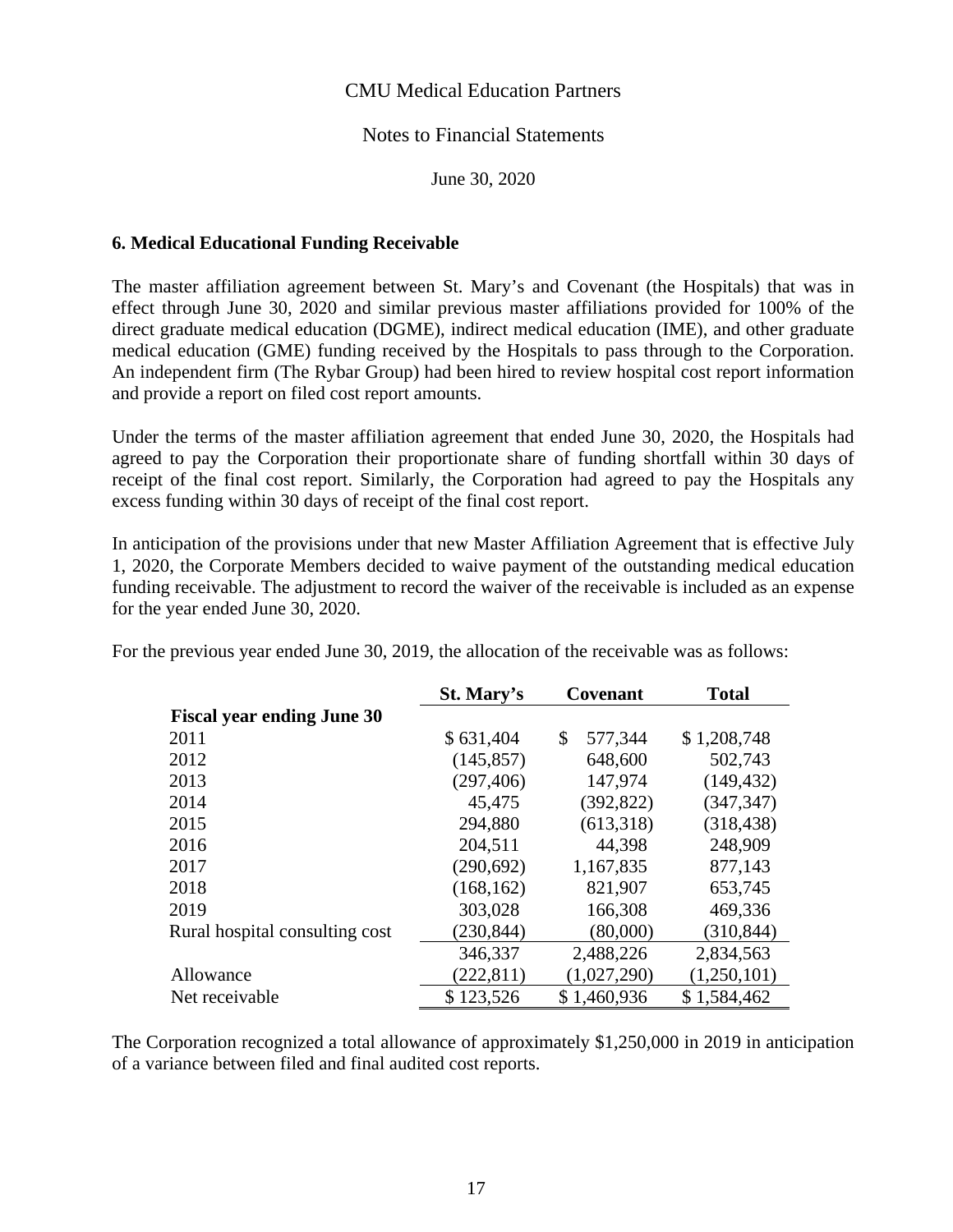## 6. Medical Educational Funding Receivable

The master affiliation agreement between St. Mary's and Covenant (the Hospitals) that was in effect through June 30, 2020 and similar previous master affiliations provided for 100% of the direct graduate medical education (DGME), indirect medical education (IME), and other graduate medical education (GME) funding received by the Hospitals to pass through to the Corporation. An independent firm (The Rybar Group) had been hired to review hospital cost report information and provide a report on filed cost report amounts.

Under the terms of the master affiliation agreement that ended June 30, 2020, the Hospitals had agreed to pay the Corporation their proportionate share of funding shortfall within 30 days of receipt of the final cost report. Similarly, the Corporation had agreed to pay the Hospitals any excess funding within 30 days of receipt of the final cost report.

In anticipation of the provisions under that new Master Affiliation Agreement that is effective July 1, 2020, the Corporate Members decided to waive payment of the outstanding medical education funding receivable. The adjustment to record the waiver of the receivable is included as an expense for the year ended June 30, 2020.

For the previous year ended June 30, 2019, the allocation of the receivable was as follows:

| | St. Mary's | Covenant | Total |
|---|---|---|---|
| **Fiscal year ending June 30** | | | |
| 2011 | $ 631,404 | $ 577,344 | $ 1,208,748 |
| 2012 | (145,857) | 648,600 | 502,743 |
| 2013 | (297,406) | 147,974 | (149,432) |
| 2014 | 45,475 | (392,822) | (347,347) |
| 2015 | 294,880 | (613,318) | (318,438) |
| 2016 | 204,511 | 44,398 | 248,909 |
| 2017 | (290,692) | 1,167,835 | 877,143 |
| 2018 | (168,162) | 821,907 | 653,745 |
| 2019 | 303,028 | 166,308 | 469,336 |
| Rural hospital consulting cost | (230,844) | (80,000) | (310,844) |
| | 346,337 | 2,488,226 | 2,834,563 |
| Allowance | (222,811) | (1,027,290) | (1,250,101) |
| Net receivable | $ 123,526 | $ 1,460,936 | $ 1,584,462 |

The Corporation recognized a total allowance of approximately $1,250,000 in 2019 in anticipation of a variance between filed and final audited cost reports.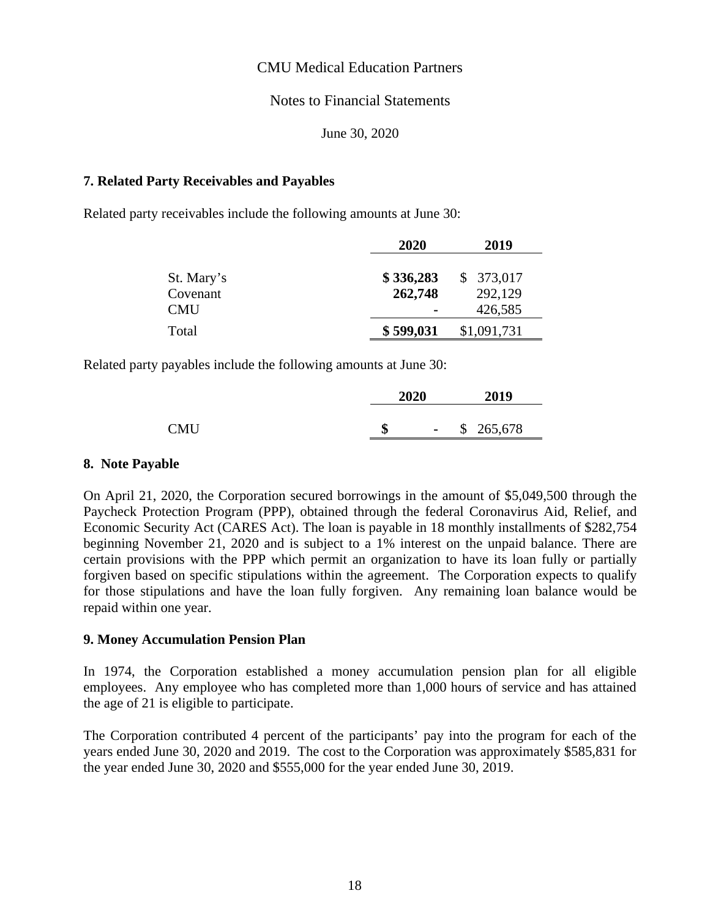CMU Medical Education Partners

Notes to Financial Statements

June 30, 2020

### 7. Related Party Receivables and Payables

Related party receivables include the following amounts at June 30:

| | 2020 | 2019 |
|---|---|---|
| St. Mary's | **$ 336,283** | $ 373,017 |
| Covenant | **262,748** | 292,129 |
| CMU | **-** | 426,585 |
| Total | **$ 599,031** | $1,091,731 |

Related party payables include the following amounts at June 30:

| | 2020 | 2019 |
|---|---|---|
| CMU | **$ -** | $ 265,678 |

### 8. Note Payable

On April 21, 2020, the Corporation secured borrowings in the amount of $5,049,500 through the Paycheck Protection Program (PPP), obtained through the federal Coronavirus Aid, Relief, and Economic Security Act (CARES Act). The loan is payable in 18 monthly installments of $282,754 beginning November 21, 2020 and is subject to a 1% interest on the unpaid balance. There are certain provisions with the PPP which permit an organization to have its loan fully or partially forgiven based on specific stipulations within the agreement. The Corporation expects to qualify for those stipulations and have the loan fully forgiven. Any remaining loan balance would be repaid within one year.

### 9. Money Accumulation Pension Plan

In 1974, the Corporation established a money accumulation pension plan for all eligible employees. Any employee who has completed more than 1,000 hours of service and has attained the age of 21 is eligible to participate.

The Corporation contributed 4 percent of the participants' pay into the program for each of the years ended June 30, 2020 and 2019. The cost to the Corporation was approximately $585,831 for the year ended June 30, 2020 and $555,000 for the year ended June 30, 2019.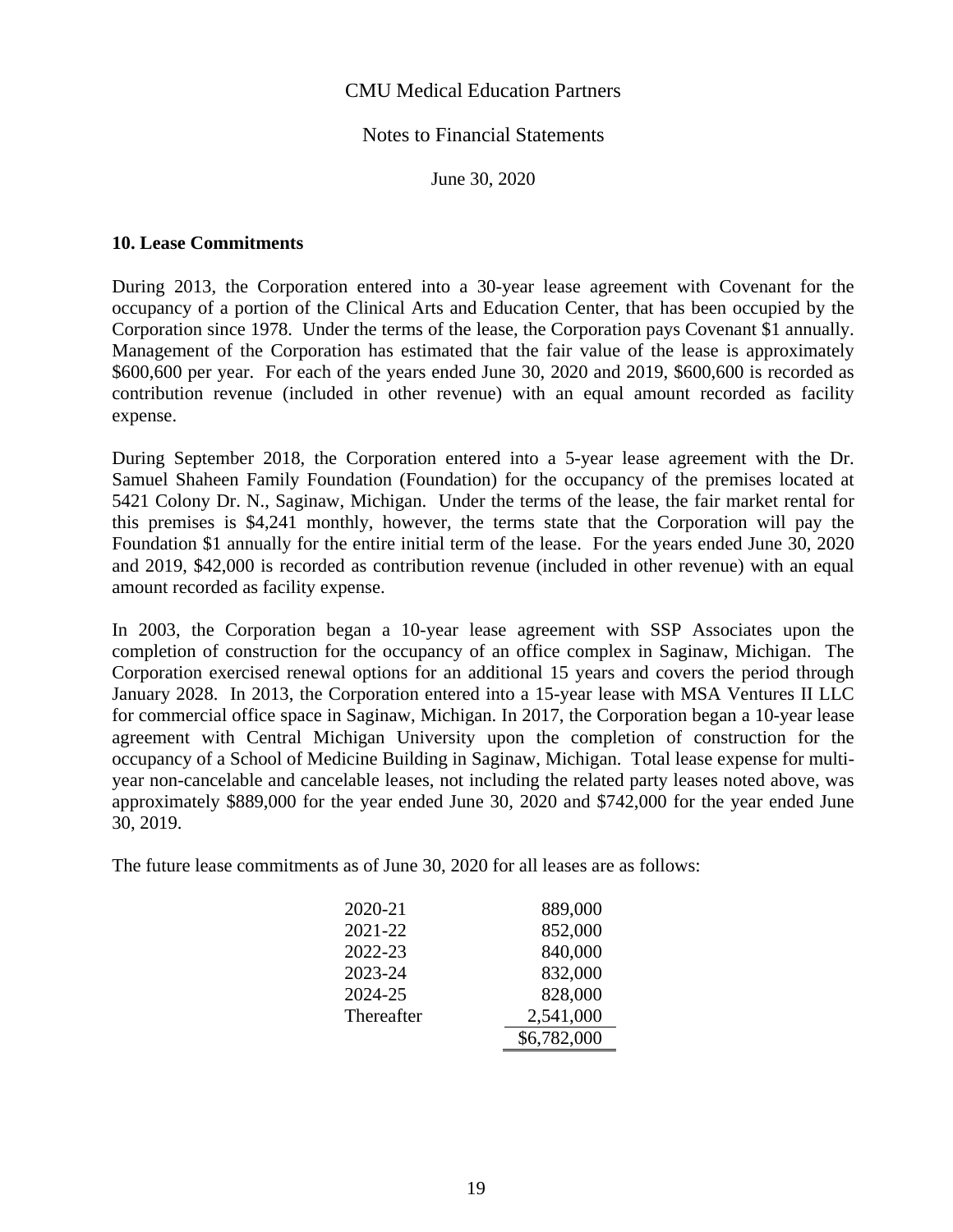CMU Medical Education Partners

Notes to Financial Statements

June 30, 2020

### 10. Lease Commitments

During 2013, the Corporation entered into a 30-year lease agreement with Covenant for the occupancy of a portion of the Clinical Arts and Education Center, that has been occupied by the Corporation since 1978. Under the terms of the lease, the Corporation pays Covenant $1 annually. Management of the Corporation has estimated that the fair value of the lease is approximately $600,600 per year. For each of the years ended June 30, 2020 and 2019, $600,600 is recorded as contribution revenue (included in other revenue) with an equal amount recorded as facility expense.

During September 2018, the Corporation entered into a 5-year lease agreement with the Dr. Samuel Shaheen Family Foundation (Foundation) for the occupancy of the premises located at 5421 Colony Dr. N., Saginaw, Michigan. Under the terms of the lease, the fair market rental for this premises is $4,241 monthly, however, the terms state that the Corporation will pay the Foundation $1 annually for the entire initial term of the lease. For the years ended June 30, 2020 and 2019, $42,000 is recorded as contribution revenue (included in other revenue) with an equal amount recorded as facility expense.

In 2003, the Corporation began a 10-year lease agreement with SSP Associates upon the completion of construction for the occupancy of an office complex in Saginaw, Michigan. The Corporation exercised renewal options for an additional 15 years and covers the period through January 2028. In 2013, the Corporation entered into a 15-year lease with MSA Ventures II LLC for commercial office space in Saginaw, Michigan. In 2017, the Corporation began a 10-year lease agreement with Central Michigan University upon the completion of construction for the occupancy of a School of Medicine Building in Saginaw, Michigan. Total lease expense for multi-year non-cancelable and cancelable leases, not including the related party leases noted above, was approximately $889,000 for the year ended June 30, 2020 and $742,000 for the year ended June 30, 2019.

The future lease commitments as of June 30, 2020 for all leases are as follows:

| | |
|---|---|
| 2020-21 | 889,000 |
| 2021-22 | 852,000 |
| 2022-23 | 840,000 |
| 2023-24 | 832,000 |
| 2024-25 | 828,000 |
| Thereafter | 2,541,000 |
| | $6,782,000 |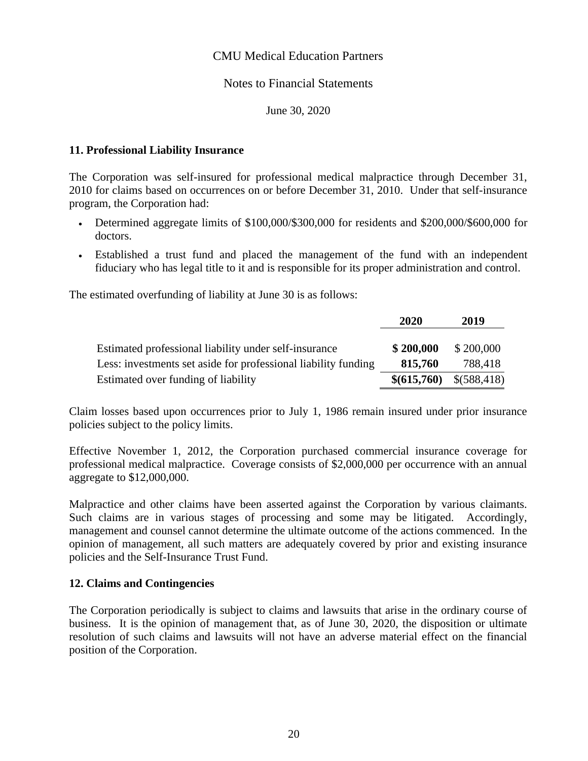CMU Medical Education Partners

Notes to Financial Statements

June 30, 2020

**11. Professional Liability Insurance**

The Corporation was self-insured for professional medical malpractice through December 31, 2010 for claims based on occurrences on or before December 31, 2010. Under that self-insurance program, the Corporation had:

- Determined aggregate limits of \$100,000/\$300,000 for residents and \$200,000/\$600,000 for doctors.
- Established a trust fund and placed the management of the fund with an independent fiduciary who has legal title to it and is responsible for its proper administration and control.

The estimated overfunding of liability at June 30 is as follows:

| | **2020** | **2019** |
|---|---|---|
| Estimated professional liability under self-insurance | **\$ 200,000** | \$ 200,000 |
| Less: investments set aside for professional liability funding | **815,760** | 788,418 |
| Estimated over funding of liability | **\$(615,760)** | \$(588,418) |

Claim losses based upon occurrences prior to July 1, 1986 remain insured under prior insurance policies subject to the policy limits.

Effective November 1, 2012, the Corporation purchased commercial insurance coverage for professional medical malpractice. Coverage consists of \$2,000,000 per occurrence with an annual aggregate to \$12,000,000.

Malpractice and other claims have been asserted against the Corporation by various claimants. Such claims are in various stages of processing and some may be litigated. Accordingly, management and counsel cannot determine the ultimate outcome of the actions commenced. In the opinion of management, all such matters are adequately covered by prior and existing insurance policies and the Self-Insurance Trust Fund.

**12. Claims and Contingencies**

The Corporation periodically is subject to claims and lawsuits that arise in the ordinary course of business. It is the opinion of management that, as of June 30, 2020, the disposition or ultimate resolution of such claims and lawsuits will not have an adverse material effect on the financial position of the Corporation.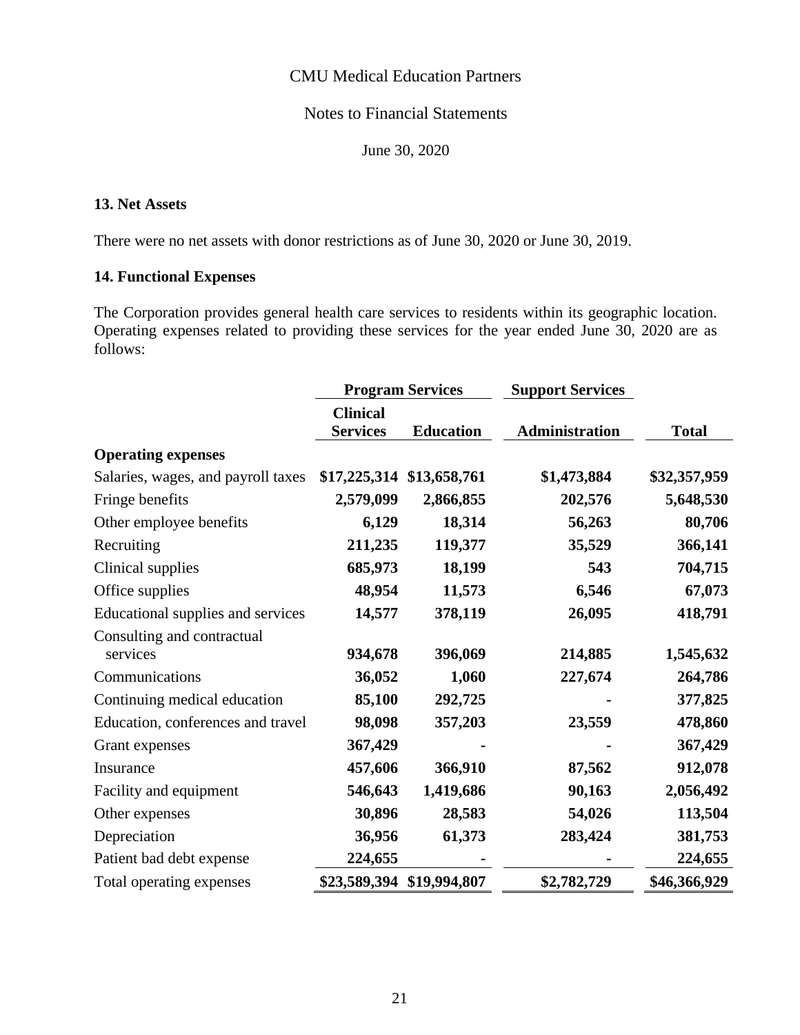CMU Medical Education Partners

Notes to Financial Statements

June 30, 2020

### 13. Net Assets

There were no net assets with donor restrictions as of June 30, 2020 or June 30, 2019.

### 14. Functional Expenses

The Corporation provides general health care services to residents within its geographic location. Operating expenses related to providing these services for the year ended June 30, 2020 are as follows:

| | Program Services | | Support Services | |
|---|---|---|---|---|
| | Clinical Services | Education | Administration | Total |
| **Operating expenses** | | | | |
| Salaries, wages, and payroll taxes | $17,225,314 | $13,658,761 | $1,473,884 | $32,357,959 |
| Fringe benefits | 2,579,099 | 2,866,855 | 202,576 | 5,648,530 |
| Other employee benefits | 6,129 | 18,314 | 56,263 | 80,706 |
| Recruiting | 211,235 | 119,377 | 35,529 | 366,141 |
| Clinical supplies | 685,973 | 18,199 | 543 | 704,715 |
| Office supplies | 48,954 | 11,573 | 6,546 | 67,073 |
| Educational supplies and services | 14,577 | 378,119 | 26,095 | 418,791 |
| Consulting and contractual services | 934,678 | 396,069 | 214,885 | 1,545,632 |
| Communications | 36,052 | 1,060 | 227,674 | 264,786 |
| Continuing medical education | 85,100 | 292,725 | - | 377,825 |
| Education, conferences and travel | 98,098 | 357,203 | 23,559 | 478,860 |
| Grant expenses | 367,429 | - | - | 367,429 |
| Insurance | 457,606 | 366,910 | 87,562 | 912,078 |
| Facility and equipment | 546,643 | 1,419,686 | 90,163 | 2,056,492 |
| Other expenses | 30,896 | 28,583 | 54,026 | 113,504 |
| Depreciation | 36,956 | 61,373 | 283,424 | 381,753 |
| Patient bad debt expense | 224,655 | - | - | 224,655 |
| Total operating expenses | $23,589,394 | $19,994,807 | $2,782,729 | $46,366,929 |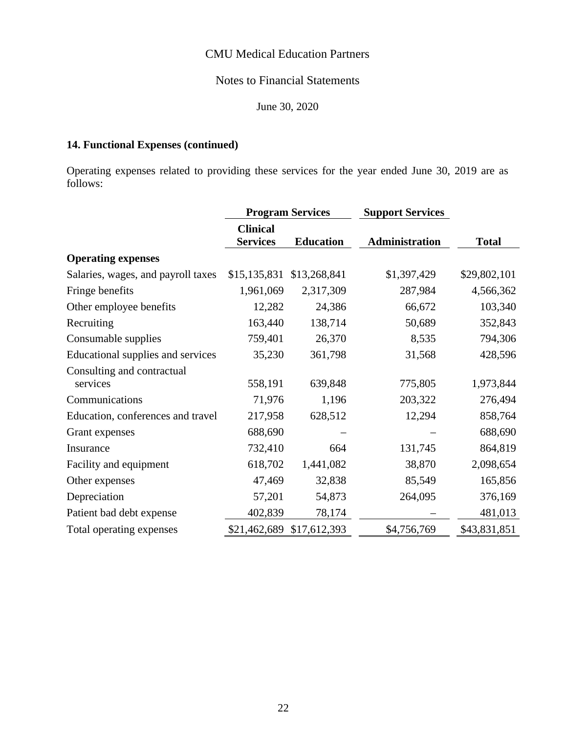CMU Medical Education Partners

Notes to Financial Statements

June 30, 2020

### 14. Functional Expenses (continued)

Operating expenses related to providing these services for the year ended June 30, 2019 are as follows:

| | Program Services | | Support Services | |
|---|---|---|---|---|
| | Clinical Services | Education | Administration | Total |
| **Operating expenses** | | | | |
| Salaries, wages, and payroll taxes | $15,135,831 | $13,268,841 | $1,397,429 | $29,802,101 |
| Fringe benefits | 1,961,069 | 2,317,309 | 287,984 | 4,566,362 |
| Other employee benefits | 12,282 | 24,386 | 66,672 | 103,340 |
| Recruiting | 163,440 | 138,714 | 50,689 | 352,843 |
| Consumable supplies | 759,401 | 26,370 | 8,535 | 794,306 |
| Educational supplies and services | 35,230 | 361,798 | 31,568 | 428,596 |
| Consulting and contractual services | 558,191 | 639,848 | 775,805 | 1,973,844 |
| Communications | 71,976 | 1,196 | 203,322 | 276,494 |
| Education, conferences and travel | 217,958 | 628,512 | 12,294 | 858,764 |
| Grant expenses | 688,690 | – | – | 688,690 |
| Insurance | 732,410 | 664 | 131,745 | 864,819 |
| Facility and equipment | 618,702 | 1,441,082 | 38,870 | 2,098,654 |
| Other expenses | 47,469 | 32,838 | 85,549 | 165,856 |
| Depreciation | 57,201 | 54,873 | 264,095 | 376,169 |
| Patient bad debt expense | 402,839 | 78,174 | – | 481,013 |
| Total operating expenses | $21,462,689 | $17,612,393 | $4,756,769 | $43,831,851 |